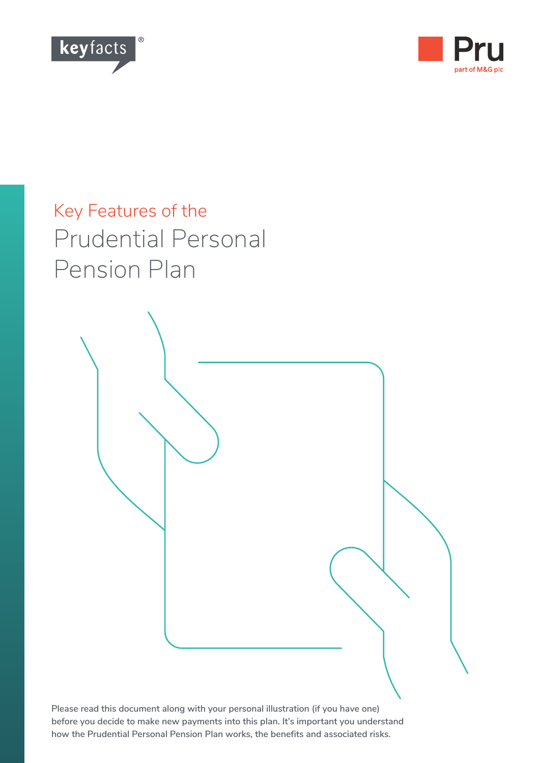keyfacts®

Pru
part of M&G plc

# Key Features of the Prudential Personal Pension Plan

Please read this document along with your personal illustration (if you have one) before you decide to make new payments into this plan. It's important you understand how the Prudential Personal Pension Plan works, the benefits and associated risks.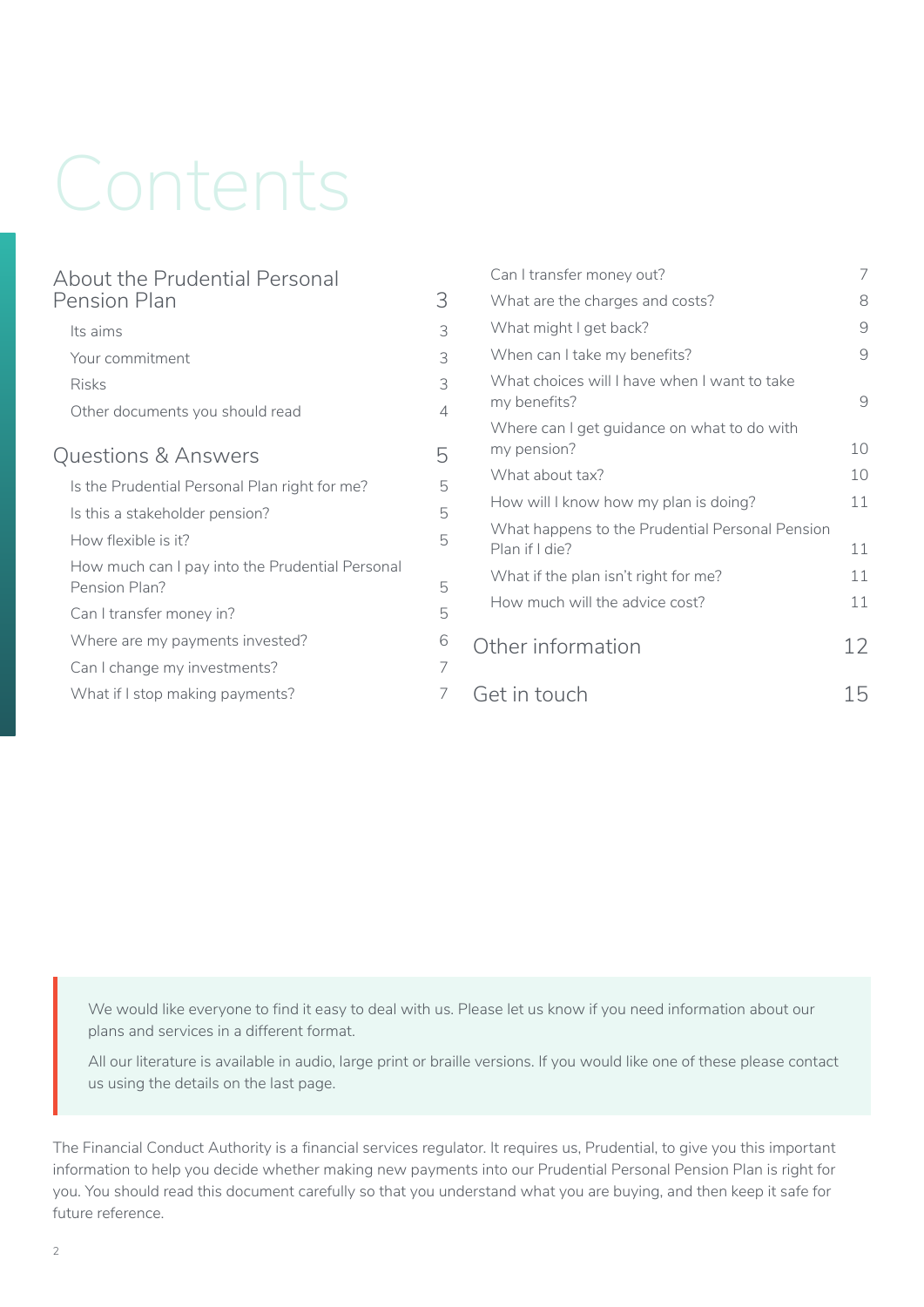# Contents

| | |
|---|---|
| **About the Prudential Personal Pension Plan** | **3** |
| Its aims | 3 |
| Your commitment | 3 |
| Risks | 3 |
| Other documents you should read | 4 |
| **Questions & Answers** | **5** |
| Is the Prudential Personal Plan right for me? | 5 |
| Is this a stakeholder pension? | 5 |
| How flexible is it? | 5 |
| How much can I pay into the Prudential Personal Pension Plan? | 5 |
| Can I transfer money in? | 5 |
| Where are my payments invested? | 6 |
| Can I change my investments? | 7 |
| What if I stop making payments? | 7 |
| Can I transfer money out? | 7 |
| What are the charges and costs? | 8 |
| What might I get back? | 9 |
| When can I take my benefits? | 9 |
| What choices will I have when I want to take my benefits? | 9 |
| Where can I get guidance on what to do with my pension? | 10 |
| What about tax? | 10 |
| How will I know how my plan is doing? | 11 |
| What happens to the Prudential Personal Pension Plan if I die? | 11 |
| What if the plan isn't right for me? | 11 |
| How much will the advice cost? | 11 |
| **Other information** | **12** |
| **Get in touch** | **15** |

> We would like everyone to find it easy to deal with us. Please let us know if you need information about our plans and services in a different format.
>
> All our literature is available in audio, large print or braille versions. If you would like one of these please contact us using the details on the last page.

The Financial Conduct Authority is a financial services regulator. It requires us, Prudential, to give you this important information to help you decide whether making new payments into our Prudential Personal Pension Plan is right for you. You should read this document carefully so that you understand what you are buying, and then keep it safe for future reference.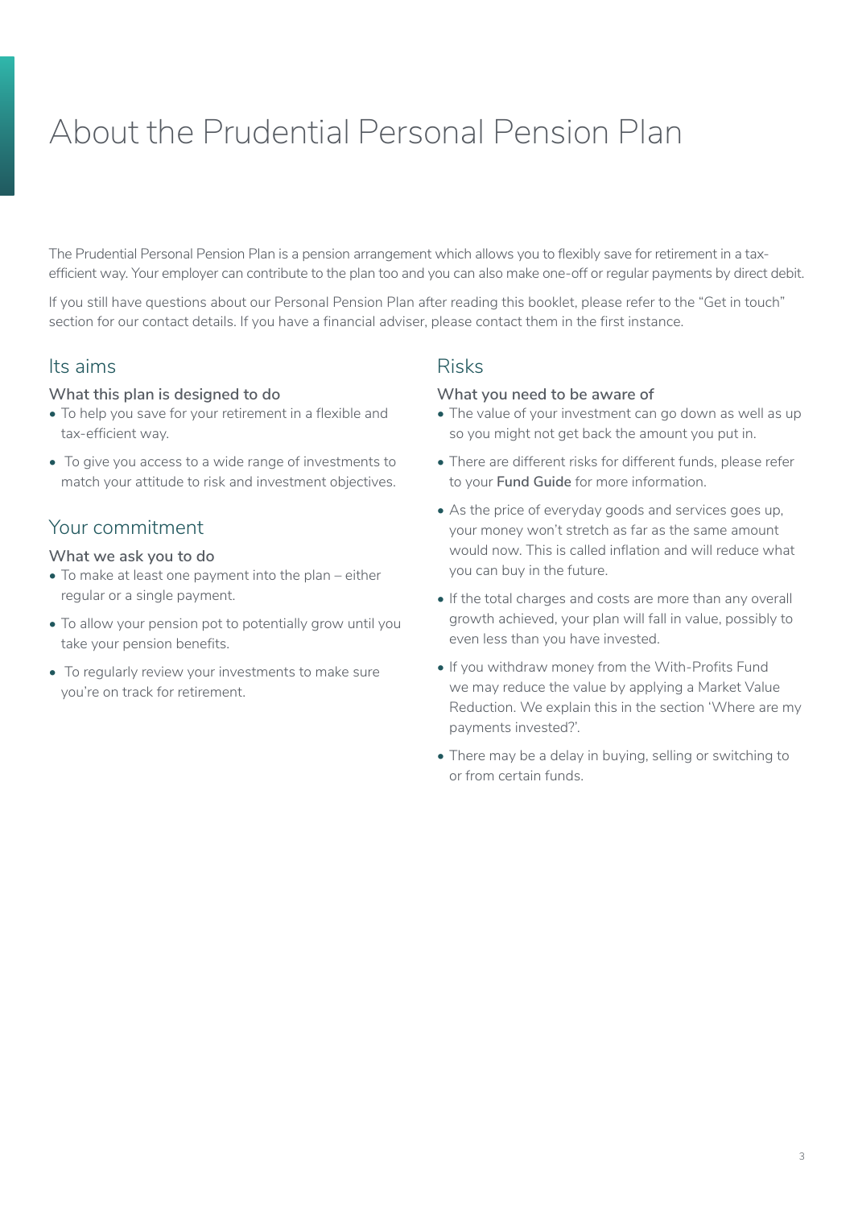# About the Prudential Personal Pension Plan

The Prudential Personal Pension Plan is a pension arrangement which allows you to flexibly save for retirement in a tax-efficient way. Your employer can contribute to the plan too and you can also make one-off or regular payments by direct debit.

If you still have questions about our Personal Pension Plan after reading this booklet, please refer to the "Get in touch" section for our contact details. If you have a financial adviser, please contact them in the first instance.

## Its aims

### What this plan is designed to do

- To help you save for your retirement in a flexible and tax-efficient way.
- To give you access to a wide range of investments to match your attitude to risk and investment objectives.

## Your commitment

### What we ask you to do

- To make at least one payment into the plan – either regular or a single payment.
- To allow your pension pot to potentially grow until you take your pension benefits.
- To regularly review your investments to make sure you're on track for retirement.

## Risks

### What you need to be aware of

- The value of your investment can go down as well as up so you might not get back the amount you put in.
- There are different risks for different funds, please refer to your **Fund Guide** for more information.
- As the price of everyday goods and services goes up, your money won't stretch as far as the same amount would now. This is called inflation and will reduce what you can buy in the future.
- If the total charges and costs are more than any overall growth achieved, your plan will fall in value, possibly to even less than you have invested.
- If you withdraw money from the With-Profits Fund we may reduce the value by applying a Market Value Reduction. We explain this in the section 'Where are my payments invested?'.
- There may be a delay in buying, selling or switching to or from certain funds.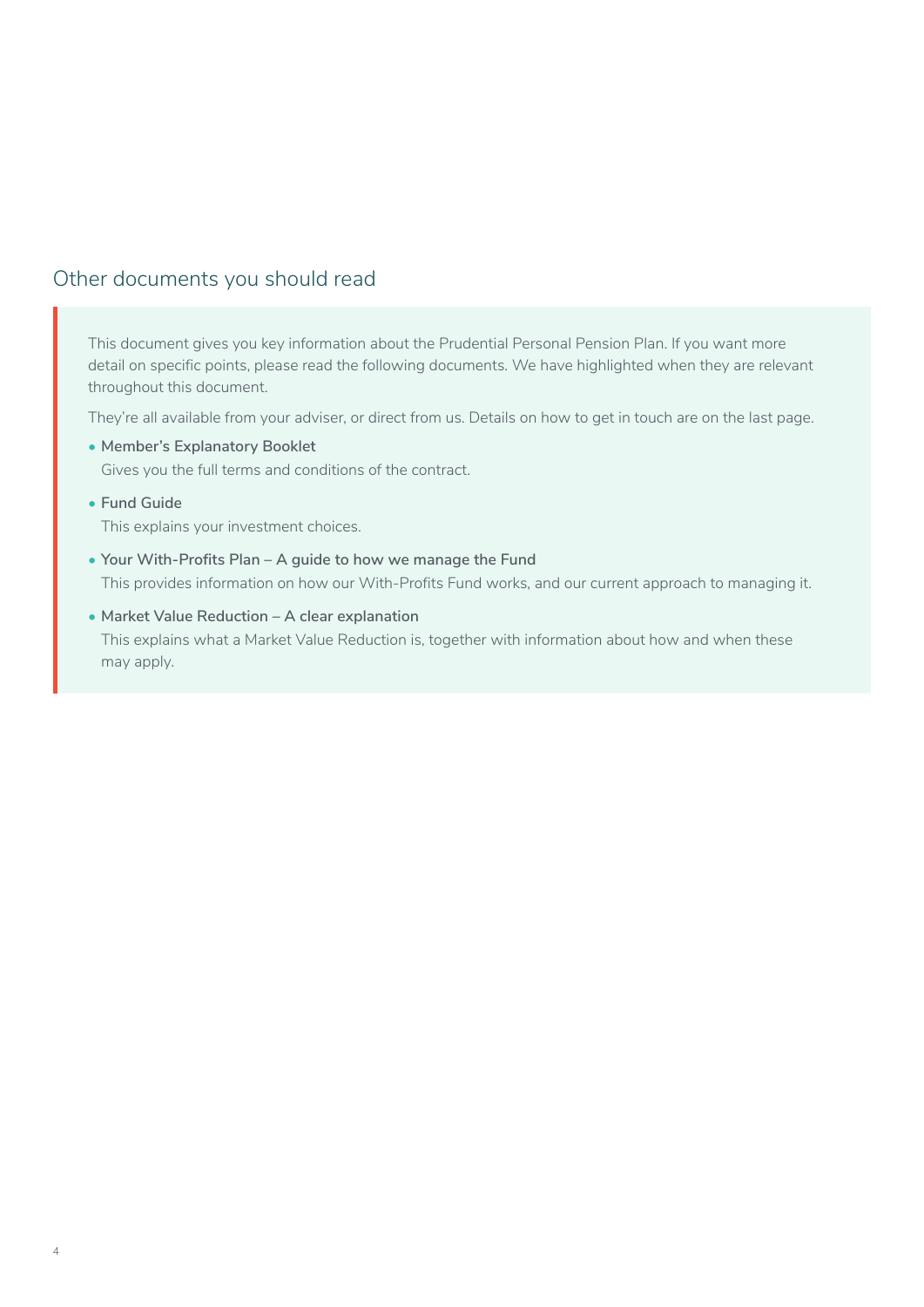## Other documents you should read

This document gives you key information about the Prudential Personal Pension Plan. If you want more detail on specific points, please read the following documents. We have highlighted when they are relevant throughout this document.

They're all available from your adviser, or direct from us. Details on how to get in touch are on the last page.

- **Member's Explanatory Booklet**
  Gives you the full terms and conditions of the contract.
- **Fund Guide**
  This explains your investment choices.
- **Your With-Profits Plan – A guide to how we manage the Fund**
  This provides information on how our With-Profits Fund works, and our current approach to managing it.
- **Market Value Reduction – A clear explanation**
  This explains what a Market Value Reduction is, together with information about how and when these may apply.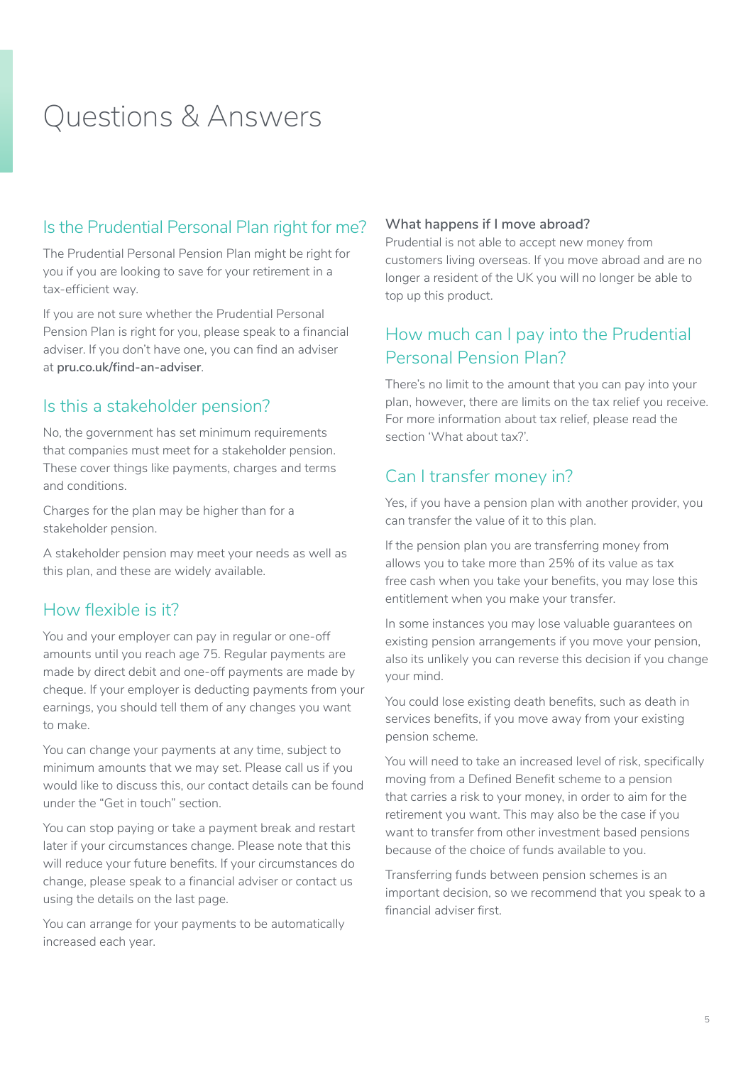# Questions & Answers

## Is the Prudential Personal Plan right for me?

The Prudential Personal Pension Plan might be right for you if you are looking to save for your retirement in a tax-efficient way.

If you are not sure whether the Prudential Personal Pension Plan is right for you, please speak to a financial adviser. If you don't have one, you can find an adviser at **pru.co.uk/find-an-adviser**.

## Is this a stakeholder pension?

No, the government has set minimum requirements that companies must meet for a stakeholder pension. These cover things like payments, charges and terms and conditions.

Charges for the plan may be higher than for a stakeholder pension.

A stakeholder pension may meet your needs as well as this plan, and these are widely available.

## How flexible is it?

You and your employer can pay in regular or one-off amounts until you reach age 75. Regular payments are made by direct debit and one-off payments are made by cheque. If your employer is deducting payments from your earnings, you should tell them of any changes you want to make.

You can change your payments at any time, subject to minimum amounts that we may set. Please call us if you would like to discuss this, our contact details can be found under the "Get in touch" section.

You can stop paying or take a payment break and restart later if your circumstances change. Please note that this will reduce your future benefits. If your circumstances do change, please speak to a financial adviser or contact us using the details on the last page.

You can arrange for your payments to be automatically increased each year.

### What happens if I move abroad?

Prudential is not able to accept new money from customers living overseas. If you move abroad and are no longer a resident of the UK you will no longer be able to top up this product.

## How much can I pay into the Prudential Personal Pension Plan?

There's no limit to the amount that you can pay into your plan, however, there are limits on the tax relief you receive. For more information about tax relief, please read the section 'What about tax?'.

## Can I transfer money in?

Yes, if you have a pension plan with another provider, you can transfer the value of it to this plan.

If the pension plan you are transferring money from allows you to take more than 25% of its value as tax free cash when you take your benefits, you may lose this entitlement when you make your transfer.

In some instances you may lose valuable guarantees on existing pension arrangements if you move your pension, also its unlikely you can reverse this decision if you change your mind.

You could lose existing death benefits, such as death in services benefits, if you move away from your existing pension scheme.

You will need to take an increased level of risk, specifically moving from a Defined Benefit scheme to a pension that carries a risk to your money, in order to aim for the retirement you want. This may also be the case if you want to transfer from other investment based pensions because of the choice of funds available to you.

Transferring funds between pension schemes is an important decision, so we recommend that you speak to a financial adviser first.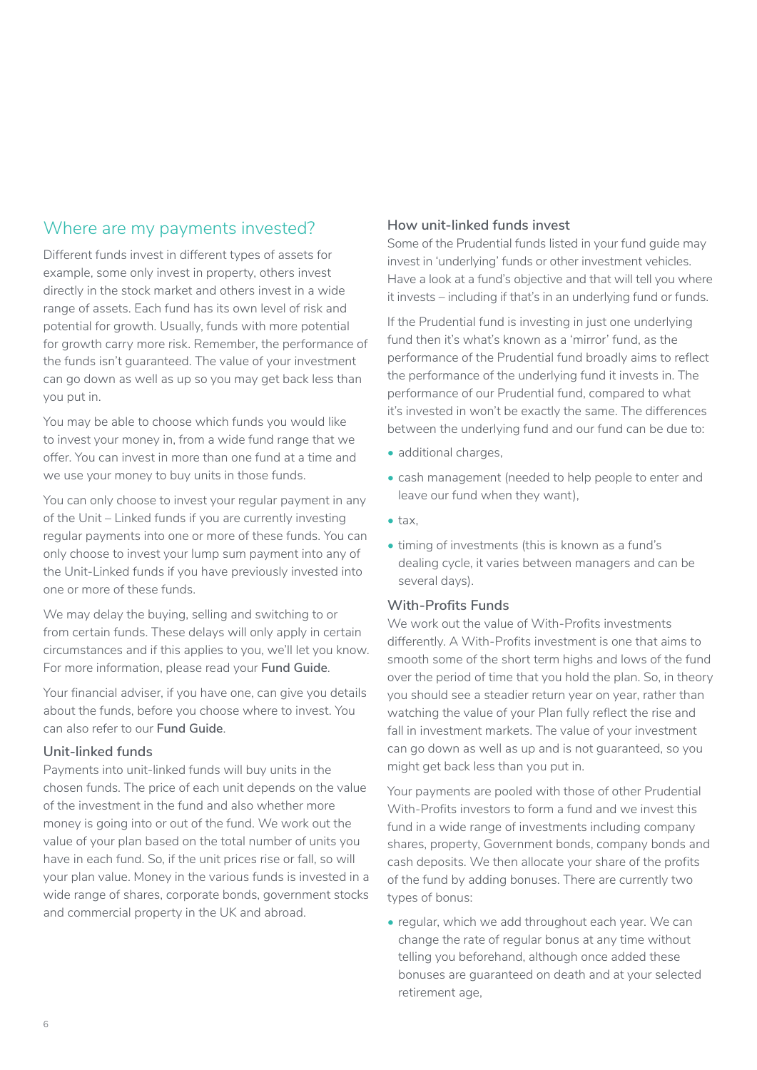## Where are my payments invested?

Different funds invest in different types of assets for example, some only invest in property, others invest directly in the stock market and others invest in a wide range of assets. Each fund has its own level of risk and potential for growth. Usually, funds with more potential for growth carry more risk. Remember, the performance of the funds isn't guaranteed. The value of your investment can go down as well as up so you may get back less than you put in.

You may be able to choose which funds you would like to invest your money in, from a wide fund range that we offer. You can invest in more than one fund at a time and we use your money to buy units in those funds.

You can only choose to invest your regular payment in any of the Unit – Linked funds if you are currently investing regular payments into one or more of these funds. You can only choose to invest your lump sum payment into any of the Unit-Linked funds if you have previously invested into one or more of these funds.

We may delay the buying, selling and switching to or from certain funds. These delays will only apply in certain circumstances and if this applies to you, we'll let you know. For more information, please read your **Fund Guide**.

Your financial adviser, if you have one, can give you details about the funds, before you choose where to invest. You can also refer to our **Fund Guide**.

### Unit-linked funds

Payments into unit-linked funds will buy units in the chosen funds. The price of each unit depends on the value of the investment in the fund and also whether more money is going into or out of the fund. We work out the value of your plan based on the total number of units you have in each fund. So, if the unit prices rise or fall, so will your plan value. Money in the various funds is invested in a wide range of shares, corporate bonds, government stocks and commercial property in the UK and abroad.

### How unit-linked funds invest

Some of the Prudential funds listed in your fund guide may invest in 'underlying' funds or other investment vehicles. Have a look at a fund's objective and that will tell you where it invests – including if that's in an underlying fund or funds.

If the Prudential fund is investing in just one underlying fund then it's what's known as a 'mirror' fund, as the performance of the Prudential fund broadly aims to reflect the performance of the underlying fund it invests in. The performance of our Prudential fund, compared to what it's invested in won't be exactly the same. The differences between the underlying fund and our fund can be due to:

- additional charges,
- cash management (needed to help people to enter and leave our fund when they want),
- tax,
- timing of investments (this is known as a fund's dealing cycle, it varies between managers and can be several days).

### With-Profits Funds

We work out the value of With-Profits investments differently. A With-Profits investment is one that aims to smooth some of the short term highs and lows of the fund over the period of time that you hold the plan. So, in theory you should see a steadier return year on year, rather than watching the value of your Plan fully reflect the rise and fall in investment markets. The value of your investment can go down as well as up and is not guaranteed, so you might get back less than you put in.

Your payments are pooled with those of other Prudential With-Profits investors to form a fund and we invest this fund in a wide range of investments including company shares, property, Government bonds, company bonds and cash deposits. We then allocate your share of the profits of the fund by adding bonuses. There are currently two types of bonus:

- regular, which we add throughout each year. We can change the rate of regular bonus at any time without telling you beforehand, although once added these bonuses are guaranteed on death and at your selected retirement age,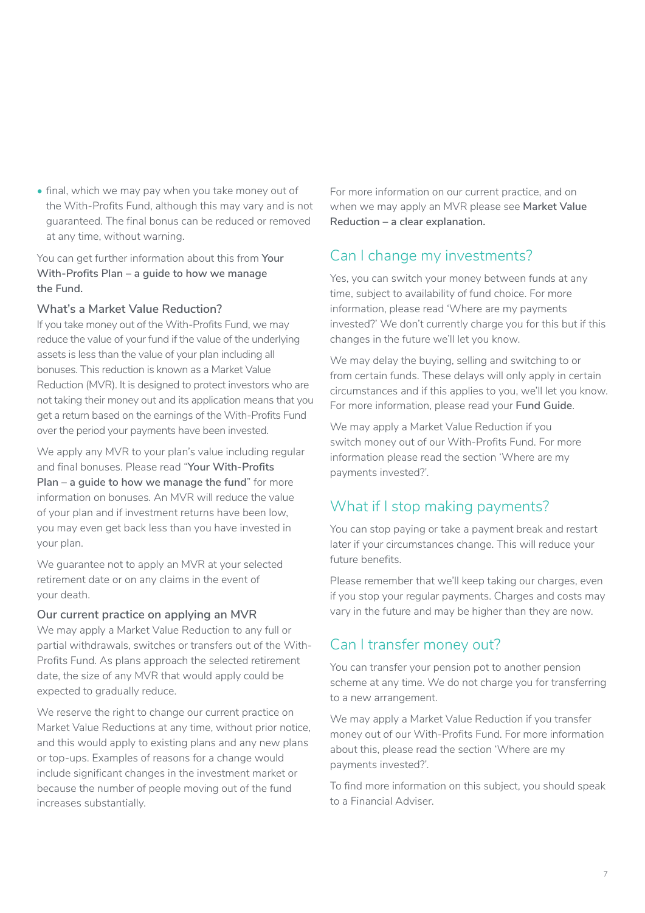- final, which we may pay when you take money out of the With-Profits Fund, although this may vary and is not guaranteed. The final bonus can be reduced or removed at any time, without warning.

You can get further information about this from **Your With-Profits Plan – a guide to how we manage the Fund.**

### What's a Market Value Reduction?

If you take money out of the With-Profits Fund, we may reduce the value of your fund if the value of the underlying assets is less than the value of your plan including all bonuses. This reduction is known as a Market Value Reduction (MVR). It is designed to protect investors who are not taking their money out and its application means that you get a return based on the earnings of the With-Profits Fund over the period your payments have been invested.

We apply any MVR to your plan's value including regular and final bonuses. Please read "**Your With-Profits Plan – a guide to how we manage the fund**" for more information on bonuses. An MVR will reduce the value of your plan and if investment returns have been low, you may even get back less than you have invested in your plan.

We guarantee not to apply an MVR at your selected retirement date or on any claims in the event of your death.

### Our current practice on applying an MVR

We may apply a Market Value Reduction to any full or partial withdrawals, switches or transfers out of the With-Profits Fund. As plans approach the selected retirement date, the size of any MVR that would apply could be expected to gradually reduce.

We reserve the right to change our current practice on Market Value Reductions at any time, without prior notice, and this would apply to existing plans and any new plans or top-ups. Examples of reasons for a change would include significant changes in the investment market or because the number of people moving out of the fund increases substantially.

For more information on our current practice, and on when we may apply an MVR please see **Market Value Reduction – a clear explanation.**

## Can I change my investments?

Yes, you can switch your money between funds at any time, subject to availability of fund choice. For more information, please read 'Where are my payments invested?' We don't currently charge you for this but if this changes in the future we'll let you know.

We may delay the buying, selling and switching to or from certain funds. These delays will only apply in certain circumstances and if this applies to you, we'll let you know. For more information, please read your **Fund Guide**.

We may apply a Market Value Reduction if you switch money out of our With-Profits Fund. For more information please read the section 'Where are my payments invested?'.

## What if I stop making payments?

You can stop paying or take a payment break and restart later if your circumstances change. This will reduce your future benefits.

Please remember that we'll keep taking our charges, even if you stop your regular payments. Charges and costs may vary in the future and may be higher than they are now.

## Can I transfer money out?

You can transfer your pension pot to another pension scheme at any time. We do not charge you for transferring to a new arrangement.

We may apply a Market Value Reduction if you transfer money out of our With-Profits Fund. For more information about this, please read the section 'Where are my payments invested?'.

To find more information on this subject, you should speak to a Financial Adviser.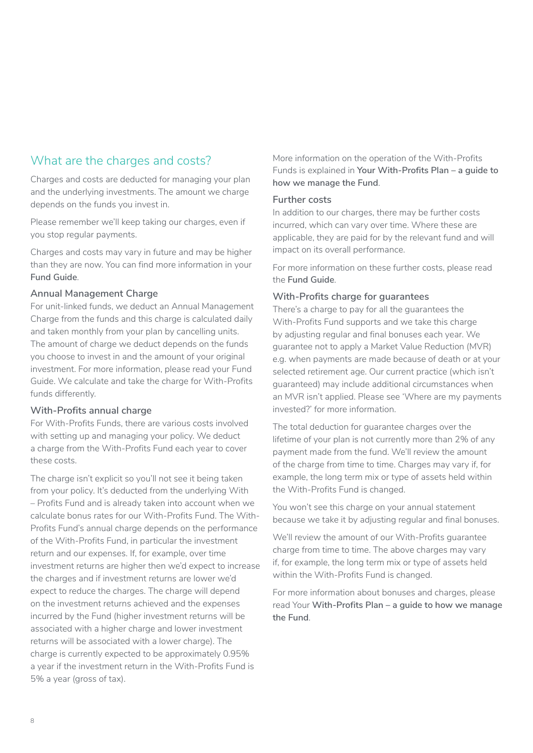## What are the charges and costs?

Charges and costs are deducted for managing your plan and the underlying investments. The amount we charge depends on the funds you invest in.

Please remember we'll keep taking our charges, even if you stop regular payments.

Charges and costs may vary in future and may be higher than they are now. You can find more information in your **Fund Guide**.

### Annual Management Charge

For unit-linked funds, we deduct an Annual Management Charge from the funds and this charge is calculated daily and taken monthly from your plan by cancelling units. The amount of charge we deduct depends on the funds you choose to invest in and the amount of your original investment. For more information, please read your Fund Guide. We calculate and take the charge for With-Profits funds differently.

### With-Profits annual charge

For With-Profits Funds, there are various costs involved with setting up and managing your policy. We deduct a charge from the With-Profits Fund each year to cover these costs.

The charge isn't explicit so you'll not see it being taken from your policy. It's deducted from the underlying With – Profits Fund and is already taken into account when we calculate bonus rates for our With-Profits Fund. The With-Profits Fund's annual charge depends on the performance of the With-Profits Fund, in particular the investment return and our expenses. If, for example, over time investment returns are higher then we'd expect to increase the charges and if investment returns are lower we'd expect to reduce the charges. The charge will depend on the investment returns achieved and the expenses incurred by the Fund (higher investment returns will be associated with a higher charge and lower investment returns will be associated with a lower charge). The charge is currently expected to be approximately 0.95% a year if the investment return in the With-Profits Fund is 5% a year (gross of tax).

More information on the operation of the With-Profits Funds is explained in **Your With-Profits Plan – a guide to how we manage the Fund**.

### Further costs

In addition to our charges, there may be further costs incurred, which can vary over time. Where these are applicable, they are paid for by the relevant fund and will impact on its overall performance.

For more information on these further costs, please read the **Fund Guide**.

### With-Profits charge for guarantees

There's a charge to pay for all the guarantees the With-Profits Fund supports and we take this charge by adjusting regular and final bonuses each year. We guarantee not to apply a Market Value Reduction (MVR) e.g. when payments are made because of death or at your selected retirement age. Our current practice (which isn't guaranteed) may include additional circumstances when an MVR isn't applied. Please see 'Where are my payments invested?' for more information.

The total deduction for guarantee charges over the lifetime of your plan is not currently more than 2% of any payment made from the fund. We'll review the amount of the charge from time to time. Charges may vary if, for example, the long term mix or type of assets held within the With-Profits Fund is changed.

You won't see this charge on your annual statement because we take it by adjusting regular and final bonuses.

We'll review the amount of our With-Profits guarantee charge from time to time. The above charges may vary if, for example, the long term mix or type of assets held within the With-Profits Fund is changed.

For more information about bonuses and charges, please read Your **With-Profits Plan – a guide to how we manage the Fund**.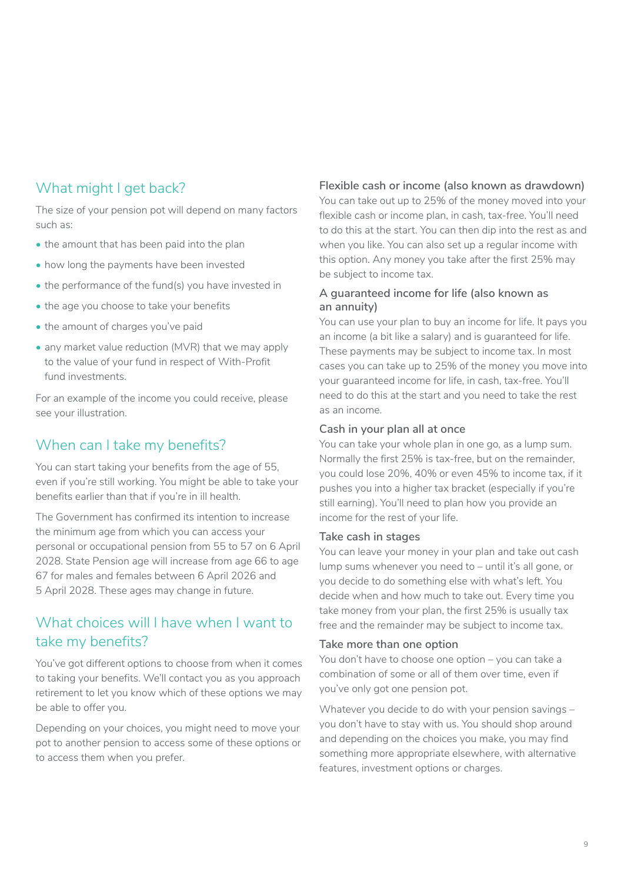## What might I get back?

The size of your pension pot will depend on many factors such as:

- the amount that has been paid into the plan
- how long the payments have been invested
- the performance of the fund(s) you have invested in
- the age you choose to take your benefits
- the amount of charges you've paid
- any market value reduction (MVR) that we may apply to the value of your fund in respect of With-Profit fund investments.

For an example of the income you could receive, please see your illustration.

## When can I take my benefits?

You can start taking your benefits from the age of 55, even if you're still working. You might be able to take your benefits earlier than that if you're in ill health.

The Government has confirmed its intention to increase the minimum age from which you can access your personal or occupational pension from 55 to 57 on 6 April 2028. State Pension age will increase from age 66 to age 67 for males and females between 6 April 2026 and 5 April 2028. These ages may change in future.

## What choices will I have when I want to take my benefits?

You've got different options to choose from when it comes to taking your benefits. We'll contact you as you approach retirement to let you know which of these options we may be able to offer you.

Depending on your choices, you might need to move your pot to another pension to access some of these options or to access them when you prefer.

### Flexible cash or income (also known as drawdown)

You can take out up to 25% of the money moved into your flexible cash or income plan, in cash, tax-free. You'll need to do this at the start. You can then dip into the rest as and when you like. You can also set up a regular income with this option. Any money you take after the first 25% may be subject to income tax.

### A guaranteed income for life (also known as an annuity)

You can use your plan to buy an income for life. It pays you an income (a bit like a salary) and is guaranteed for life. These payments may be subject to income tax. In most cases you can take up to 25% of the money you move into your guaranteed income for life, in cash, tax-free. You'll need to do this at the start and you need to take the rest as an income.

### Cash in your plan all at once

You can take your whole plan in one go, as a lump sum. Normally the first 25% is tax-free, but on the remainder, you could lose 20%, 40% or even 45% to income tax, if it pushes you into a higher tax bracket (especially if you're still earning). You'll need to plan how you provide an income for the rest of your life.

### Take cash in stages

You can leave your money in your plan and take out cash lump sums whenever you need to – until it's all gone, or you decide to do something else with what's left. You decide when and how much to take out. Every time you take money from your plan, the first 25% is usually tax free and the remainder may be subject to income tax.

### Take more than one option

You don't have to choose one option – you can take a combination of some or all of them over time, even if you've only got one pension pot.

Whatever you decide to do with your pension savings – you don't have to stay with us. You should shop around and depending on the choices you make, you may find something more appropriate elsewhere, with alternative features, investment options or charges.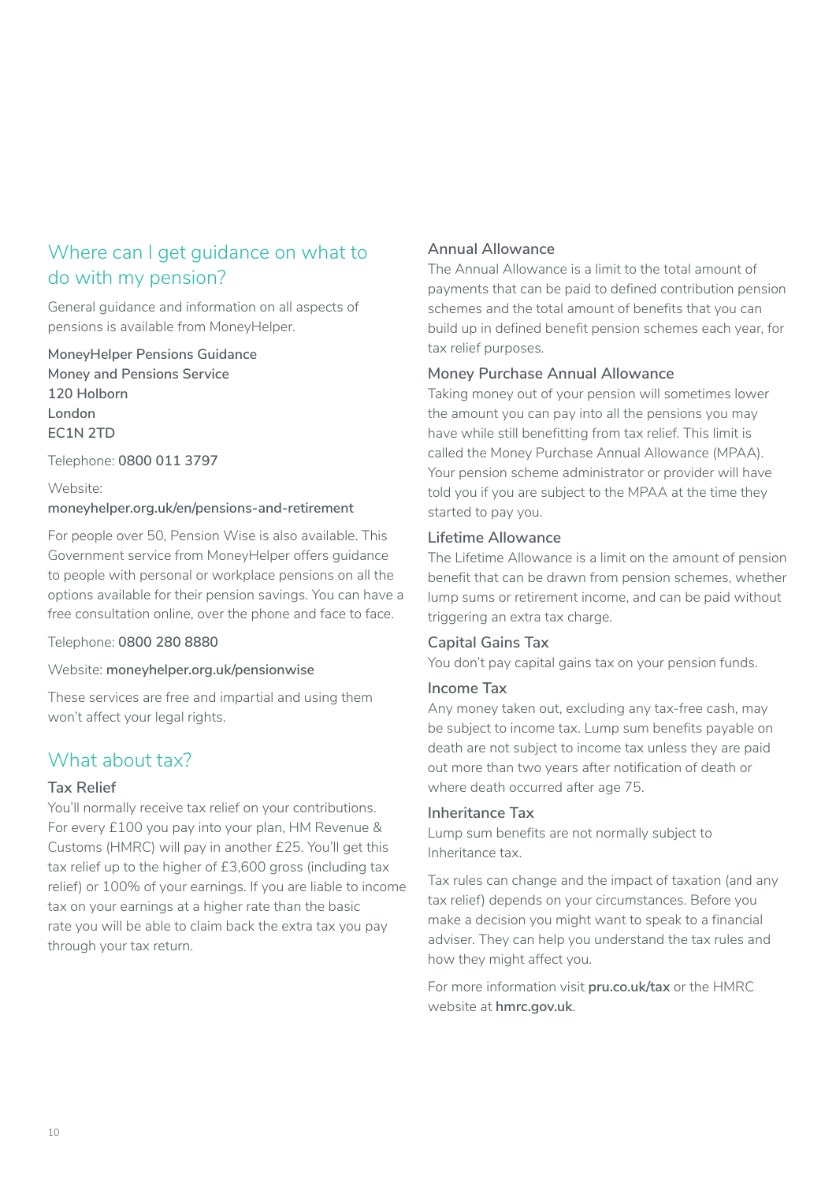## Where can I get guidance on what to do with my pension?

General guidance and information on all aspects of pensions is available from MoneyHelper.

**MoneyHelper Pensions Guidance**
**Money and Pensions Service**
**120 Holborn**
**London**
**EC1N 2TD**

Telephone: **0800 011 3797**

Website:
**moneyhelper.org.uk/en/pensions-and-retirement**

For people over 50, Pension Wise is also available. This Government service from MoneyHelper offers guidance to people with personal or workplace pensions on all the options available for their pension savings. You can have a free consultation online, over the phone and face to face.

Telephone: **0800 280 8880**

Website: **moneyhelper.org.uk/pensionwise**

These services are free and impartial and using them won't affect your legal rights.

## What about tax?

### Tax Relief

You'll normally receive tax relief on your contributions. For every £100 you pay into your plan, HM Revenue & Customs (HMRC) will pay in another £25. You'll get this tax relief up to the higher of £3,600 gross (including tax relief) or 100% of your earnings. If you are liable to income tax on your earnings at a higher rate than the basic rate you will be able to claim back the extra tax you pay through your tax return.

### Annual Allowance

The Annual Allowance is a limit to the total amount of payments that can be paid to defined contribution pension schemes and the total amount of benefits that you can build up in defined benefit pension schemes each year, for tax relief purposes.

### Money Purchase Annual Allowance

Taking money out of your pension will sometimes lower the amount you can pay into all the pensions you may have while still benefitting from tax relief. This limit is called the Money Purchase Annual Allowance (MPAA). Your pension scheme administrator or provider will have told you if you are subject to the MPAA at the time they started to pay you.

### Lifetime Allowance

The Lifetime Allowance is a limit on the amount of pension benefit that can be drawn from pension schemes, whether lump sums or retirement income, and can be paid without triggering an extra tax charge.

### Capital Gains Tax

You don't pay capital gains tax on your pension funds.

### Income Tax

Any money taken out, excluding any tax-free cash, may be subject to income tax. Lump sum benefits payable on death are not subject to income tax unless they are paid out more than two years after notification of death or where death occurred after age 75.

### Inheritance Tax

Lump sum benefits are not normally subject to Inheritance tax.

Tax rules can change and the impact of taxation (and any tax relief) depends on your circumstances. Before you make a decision you might want to speak to a financial adviser. They can help you understand the tax rules and how they might affect you.

For more information visit **pru.co.uk/tax** or the HMRC website at **hmrc.gov.uk**.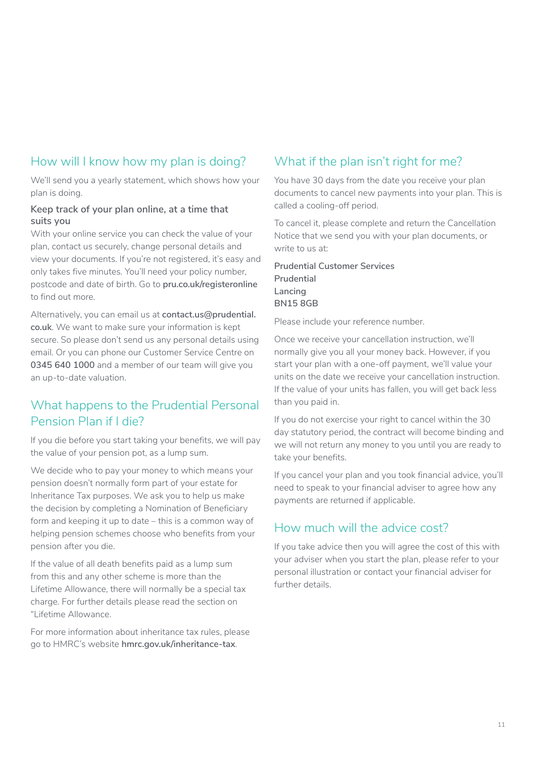## How will I know how my plan is doing?

We'll send you a yearly statement, which shows how your plan is doing.

**Keep track of your plan online, at a time that suits you**

With your online service you can check the value of your plan, contact us securely, change personal details and view your documents. If you're not registered, it's easy and only takes five minutes. You'll need your policy number, postcode and date of birth. Go to **pru.co.uk/registeronline** to find out more.

Alternatively, you can email us at **contact.us@prudential.co.uk**. We want to make sure your information is kept secure. So please don't send us any personal details using email. Or you can phone our Customer Service Centre on **0345 640 1000** and a member of our team will give you an up-to-date valuation.

## What happens to the Prudential Personal Pension Plan if I die?

If you die before you start taking your benefits, we will pay the value of your pension pot, as a lump sum.

We decide who to pay your money to which means your pension doesn't normally form part of your estate for Inheritance Tax purposes. We ask you to help us make the decision by completing a Nomination of Beneficiary form and keeping it up to date – this is a common way of helping pension schemes choose who benefits from your pension after you die.

If the value of all death benefits paid as a lump sum from this and any other scheme is more than the Lifetime Allowance, there will normally be a special tax charge. For further details please read the section on "Lifetime Allowance.

For more information about inheritance tax rules, please go to HMRC's website **hmrc.gov.uk/inheritance-tax**.

## What if the plan isn't right for me?

You have 30 days from the date you receive your plan documents to cancel new payments into your plan. This is called a cooling-off period.

To cancel it, please complete and return the Cancellation Notice that we send you with your plan documents, or write to us at:

**Prudential Customer Services**
**Prudential**
**Lancing**
**BN15 8GB**

Please include your reference number.

Once we receive your cancellation instruction, we'll normally give you all your money back. However, if you start your plan with a one-off payment, we'll value your units on the date we receive your cancellation instruction. If the value of your units has fallen, you will get back less than you paid in.

If you do not exercise your right to cancel within the 30 day statutory period, the contract will become binding and we will not return any money to you until you are ready to take your benefits.

If you cancel your plan and you took financial advice, you'll need to speak to your financial adviser to agree how any payments are returned if applicable.

## How much will the advice cost?

If you take advice then you will agree the cost of this with your adviser when you start the plan, please refer to your personal illustration or contact your financial adviser for further details.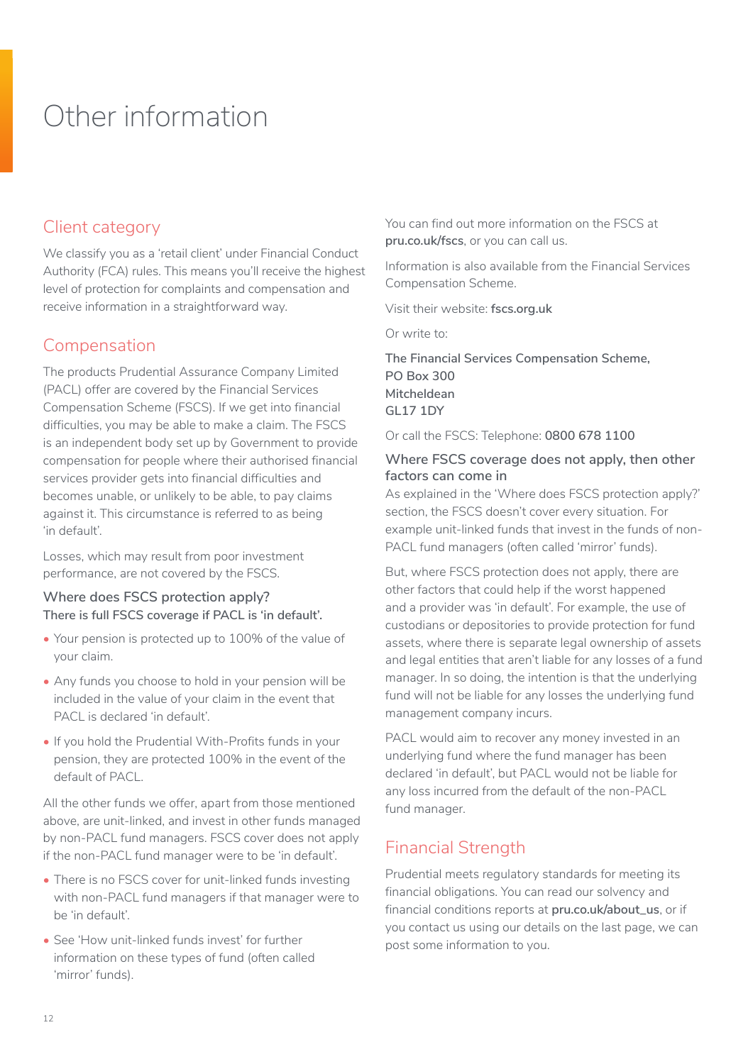# Other information

## Client category

We classify you as a 'retail client' under Financial Conduct Authority (FCA) rules. This means you'll receive the highest level of protection for complaints and compensation and receive information in a straightforward way.

## Compensation

The products Prudential Assurance Company Limited (PACL) offer are covered by the Financial Services Compensation Scheme (FSCS). If we get into financial difficulties, you may be able to make a claim. The FSCS is an independent body set up by Government to provide compensation for people where their authorised financial services provider gets into financial difficulties and becomes unable, or unlikely to be able, to pay claims against it. This circumstance is referred to as being 'in default'.

Losses, which may result from poor investment performance, are not covered by the FSCS.

### Where does FSCS protection apply?

**There is full FSCS coverage if PACL is 'in default'.**

- Your pension is protected up to 100% of the value of your claim.
- Any funds you choose to hold in your pension will be included in the value of your claim in the event that PACL is declared 'in default'.
- If you hold the Prudential With-Profits funds in your pension, they are protected 100% in the event of the default of PACL.

All the other funds we offer, apart from those mentioned above, are unit-linked, and invest in other funds managed by non-PACL fund managers. FSCS cover does not apply if the non-PACL fund manager were to be 'in default'.

- There is no FSCS cover for unit-linked funds investing with non-PACL fund managers if that manager were to be 'in default'.
- See 'How unit-linked funds invest' for further information on these types of fund (often called 'mirror' funds).

You can find out more information on the FSCS at **pru.co.uk/fscs**, or you can call us.

Information is also available from the Financial Services Compensation Scheme.

Visit their website: **fscs.org.uk**

Or write to:

**The Financial Services Compensation Scheme,**
**PO Box 300**
**Mitcheldean**
**GL17 1DY**

Or call the FSCS: Telephone: **0800 678 1100**

### Where FSCS coverage does not apply, then other factors can come in

As explained in the 'Where does FSCS protection apply?' section, the FSCS doesn't cover every situation. For example unit-linked funds that invest in the funds of non-PACL fund managers (often called 'mirror' funds).

But, where FSCS protection does not apply, there are other factors that could help if the worst happened and a provider was 'in default'. For example, the use of custodians or depositories to provide protection for fund assets, where there is separate legal ownership of assets and legal entities that aren't liable for any losses of a fund manager. In so doing, the intention is that the underlying fund will not be liable for any losses the underlying fund management company incurs.

PACL would aim to recover any money invested in an underlying fund where the fund manager has been declared 'in default', but PACL would not be liable for any loss incurred from the default of the non-PACL fund manager.

## Financial Strength

Prudential meets regulatory standards for meeting its financial obligations. You can read our solvency and financial conditions reports at **pru.co.uk/about_us**, or if you contact us using our details on the last page, we can post some information to you.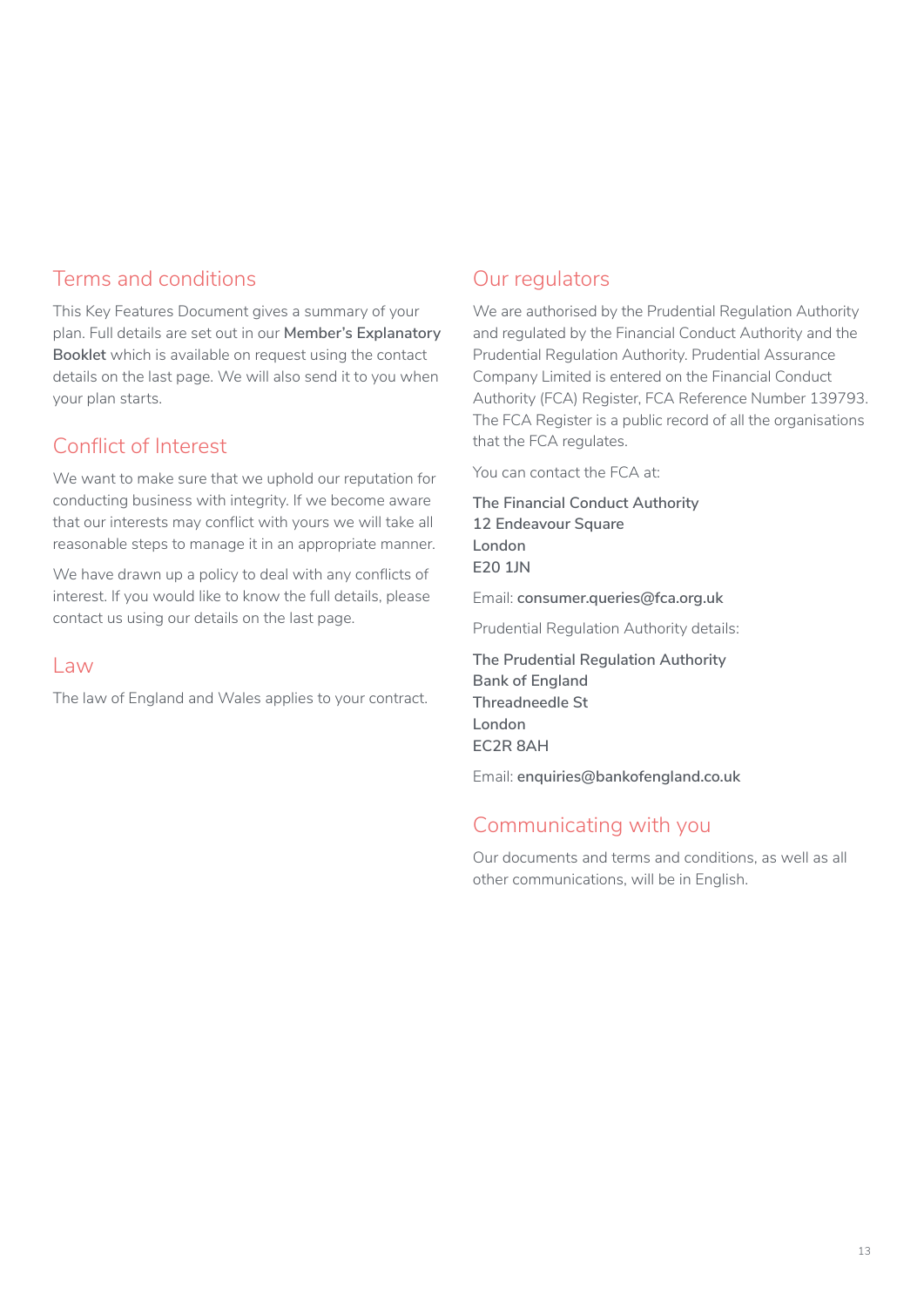## Terms and conditions

This Key Features Document gives a summary of your plan. Full details are set out in our **Member's Explanatory Booklet** which is available on request using the contact details on the last page. We will also send it to you when your plan starts.

## Conflict of Interest

We want to make sure that we uphold our reputation for conducting business with integrity. If we become aware that our interests may conflict with yours we will take all reasonable steps to manage it in an appropriate manner.

We have drawn up a policy to deal with any conflicts of interest. If you would like to know the full details, please contact us using our details on the last page.

## Law

The law of England and Wales applies to your contract.

## Our regulators

We are authorised by the Prudential Regulation Authority and regulated by the Financial Conduct Authority and the Prudential Regulation Authority. Prudential Assurance Company Limited is entered on the Financial Conduct Authority (FCA) Register, FCA Reference Number 139793. The FCA Register is a public record of all the organisations that the FCA regulates.

You can contact the FCA at:

**The Financial Conduct Authority**
**12 Endeavour Square**
**London**
**E20 1JN**

Email: **consumer.queries@fca.org.uk**

Prudential Regulation Authority details:

**The Prudential Regulation Authority**
**Bank of England**
**Threadneedle St**
**London**
**EC2R 8AH**

Email: **enquiries@bankofengland.co.uk**

## Communicating with you

Our documents and terms and conditions, as well as all other communications, will be in English.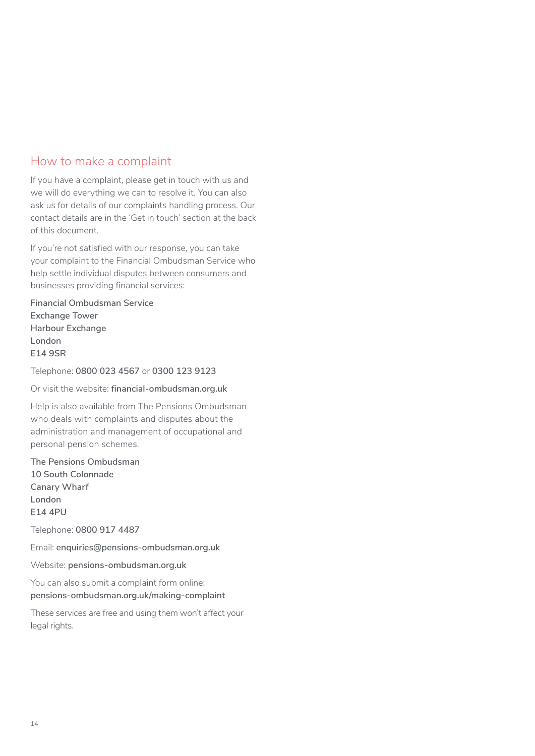## How to make a complaint

If you have a complaint, please get in touch with us and we will do everything we can to resolve it. You can also ask us for details of our complaints handling process. Our contact details are in the 'Get in touch' section at the back of this document.

If you're not satisfied with our response, you can take your complaint to the Financial Ombudsman Service who help settle individual disputes between consumers and businesses providing financial services:

**Financial Ombudsman Service**
**Exchange Tower**
**Harbour Exchange**
**London**
**E14 9SR**

Telephone: **0800 023 4567** or **0300 123 9123**

Or visit the website: **financial-ombudsman.org.uk**

Help is also available from The Pensions Ombudsman who deals with complaints and disputes about the administration and management of occupational and personal pension schemes.

**The Pensions Ombudsman**
**10 South Colonnade**
**Canary Wharf**
**London**
**E14 4PU**

Telephone: **0800 917 4487**

Email: **enquiries@pensions-ombudsman.org.uk**

Website: **pensions-ombudsman.org.uk**

You can also submit a complaint form online:
**pensions-ombudsman.org.uk/making-complaint**

These services are free and using them won't affect your legal rights.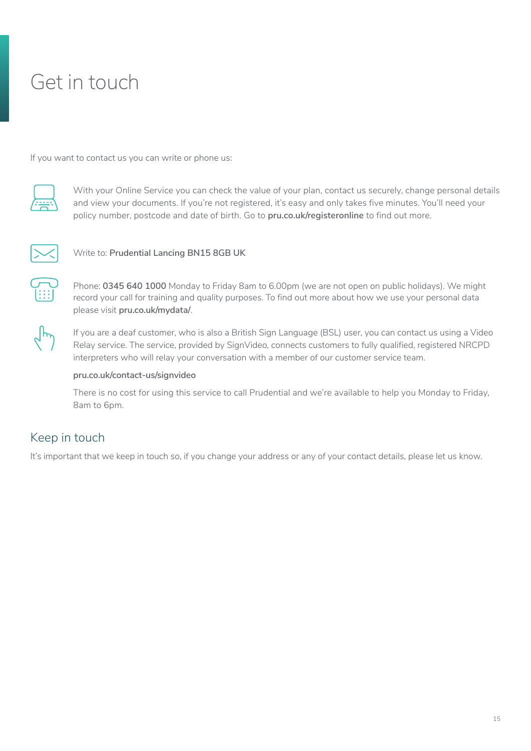# Get in touch

If you want to contact us you can write or phone us:

With your Online Service you can check the value of your plan, contact us securely, change personal details and view your documents. If you're not registered, it's easy and only takes five minutes. You'll need your policy number, postcode and date of birth. Go to **pru.co.uk/registeronline** to find out more.

Write to: **Prudential Lancing BN15 8GB UK**

Phone: **0345 640 1000** Monday to Friday 8am to 6.00pm (we are not open on public holidays). We might record your call for training and quality purposes. To find out more about how we use your personal data please visit **pru.co.uk/mydata/**.

If you are a deaf customer, who is also a British Sign Language (BSL) user, you can contact us using a Video Relay service. The service, provided by SignVideo, connects customers to fully qualified, registered NRCPD interpreters who will relay your conversation with a member of our customer service team.

**pru.co.uk/contact-us/signvideo**

There is no cost for using this service to call Prudential and we're available to help you Monday to Friday, 8am to 6pm.

## Keep in touch

It's important that we keep in touch so, if you change your address or any of your contact details, please let us know.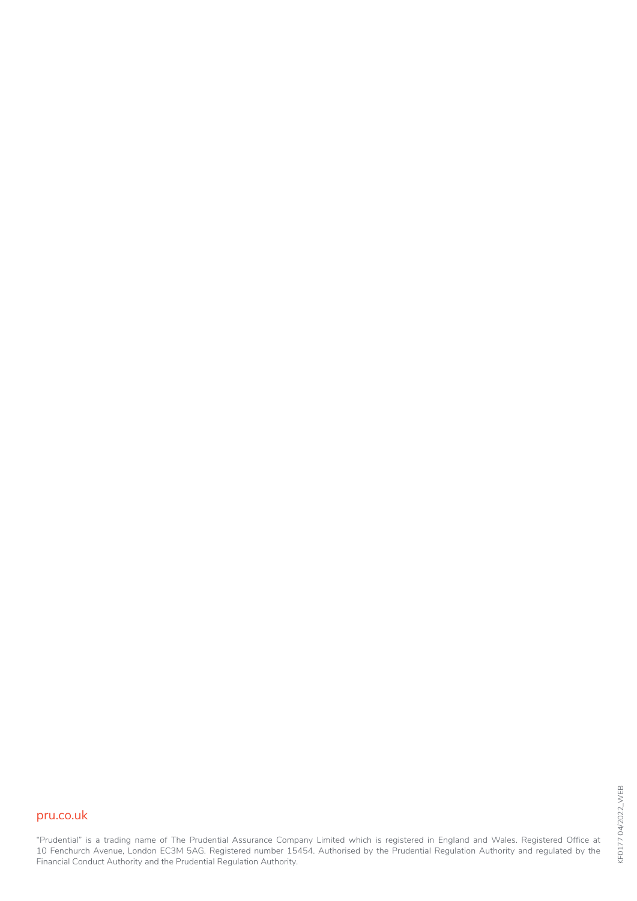pru.co.uk

"Prudential" is a trading name of The Prudential Assurance Company Limited which is registered in England and Wales. Registered Office at 10 Fenchurch Avenue, London EC3M 5AG. Registered number 15454. Authorised by the Prudential Regulation Authority and regulated by the Financial Conduct Authority and the Prudential Regulation Authority.

KF0177 04/2022_WEB